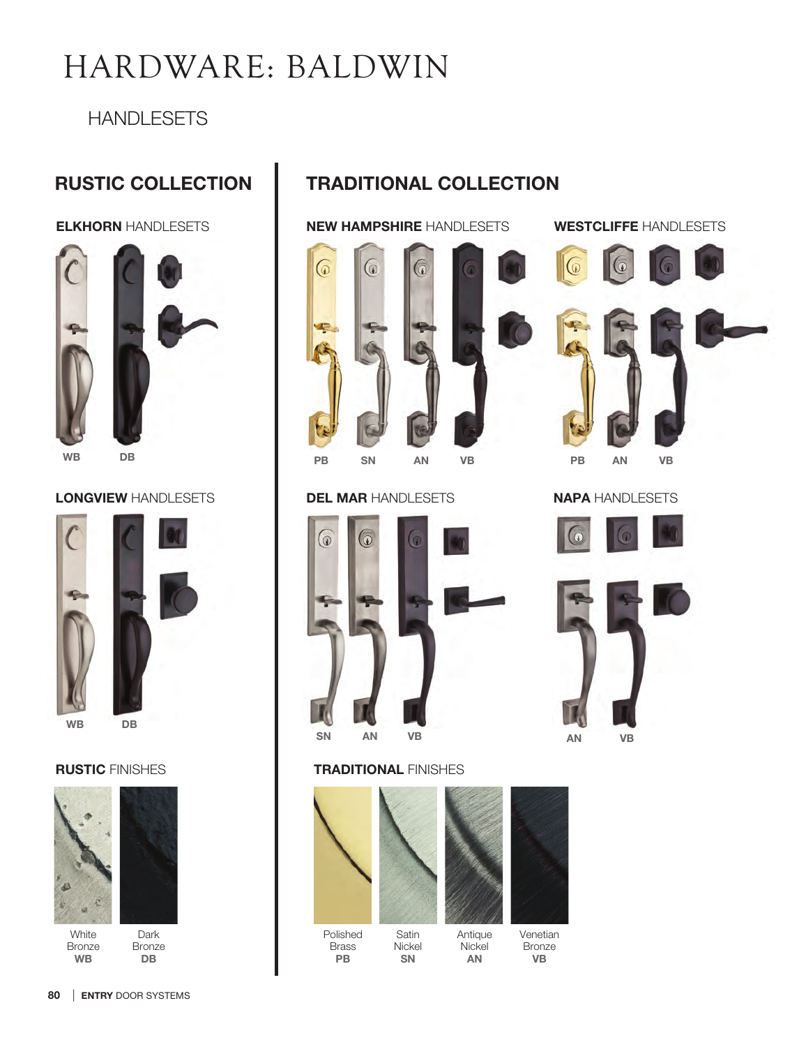# HARDWARE: BALDWIN

## HANDLESETS

### RUSTIC COLLECTION

**ELKHORN** HANDLESETS

WB DB

**LONGVIEW** HANDLESETS

WB DB

**RUSTIC** FINISHES

White Bronze **WB**

Dark Bronze **DB**

### TRADITIONAL COLLECTION

**NEW HAMPSHIRE** HANDLESETS

PB SN AN VB

**WESTCLIFFE** HANDLESETS

PB AN VB

**DEL MAR** HANDLESETS

SN AN VB

**NAPA** HANDLESETS

AN VB

**TRADITIONAL** FINISHES

Polished Brass **PB**

Satin Nickel **SN**

Antique Nickel **AN**

Venetian Bronze **VB**

**ENTRY** DOOR SYSTEMS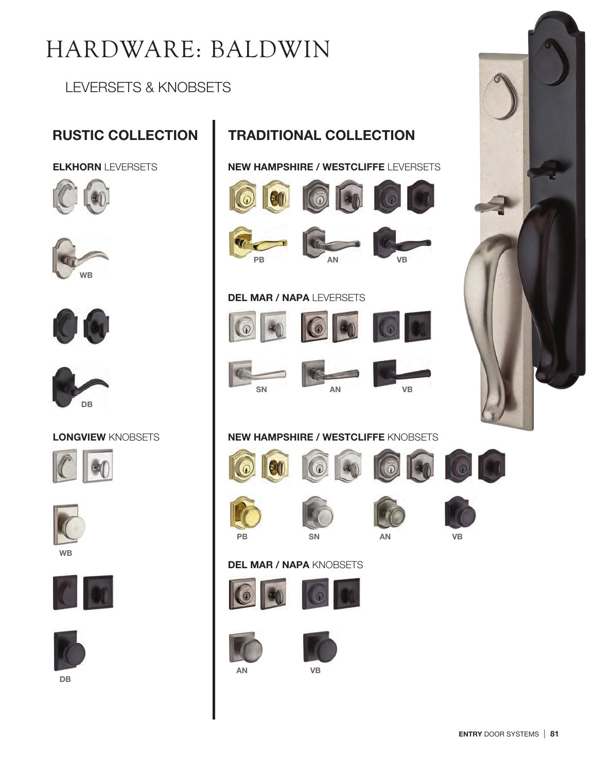# HARDWARE: BALDWIN

## LEVERSETS & KNOBSETS

### RUSTIC COLLECTION

**ELKHORN** LEVERSETS

WB

DB

**LONGVIEW** KNOBSETS

WB

DB

### TRADITIONAL COLLECTION

**NEW HAMPSHIRE / WESTCLIFFE** LEVERSETS

PB AN VB

**DEL MAR / NAPA** LEVERSETS

SN AN VB

**NEW HAMPSHIRE / WESTCLIFFE** KNOBSETS

PB SN AN VB

**DEL MAR / NAPA** KNOBSETS

AN VB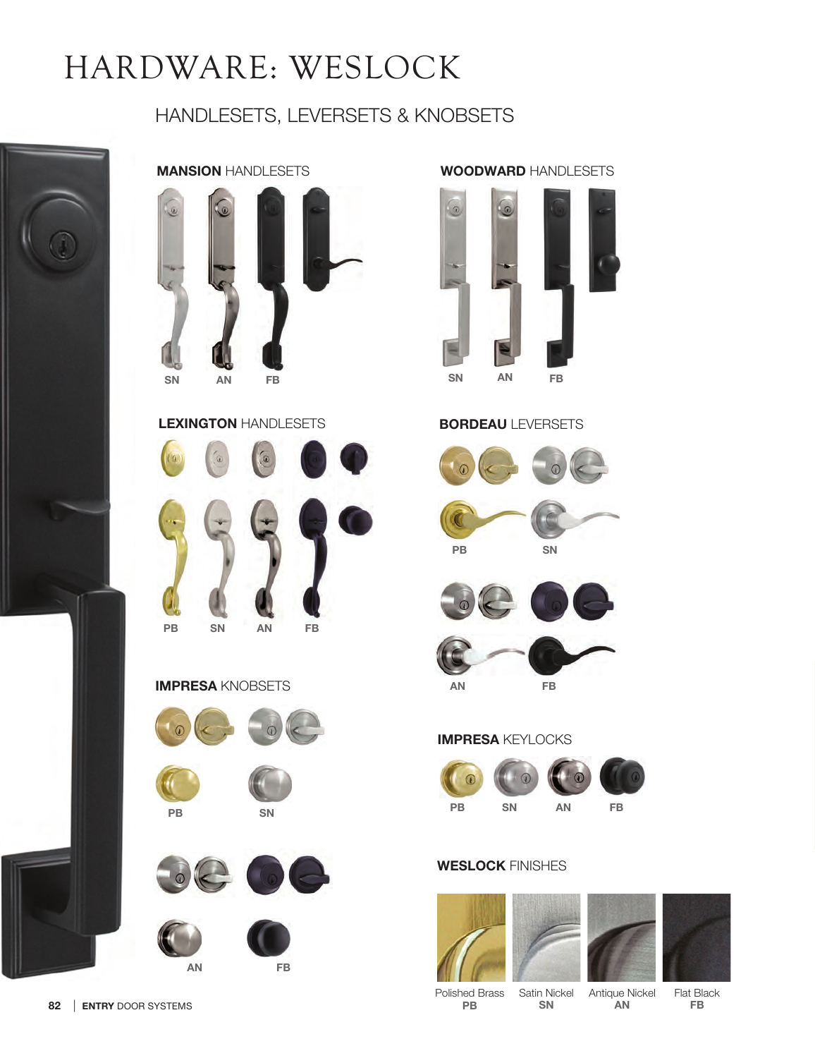# HARDWARE: WESLOCK

## HANDLESETS, LEVERSETS & KNOBSETS

### **MANSION** HANDLESETS

SN AN FB

### **WOODWARD** HANDLESETS

SN AN FB

### **LEXINGTON** HANDLESETS

PB SN AN FB

### **BORDEAU** LEVERSETS

PB SN

AN FB

### **IMPRESA** KNOBSETS

PB SN

AN FB

### **IMPRESA** KEYLOCKS

PB SN AN FB

### **WESLOCK** FINISHES

Polished Brass
**PB**

Satin Nickel
**SN**

Antique Nickel
**AN**

Flat Black
**FB**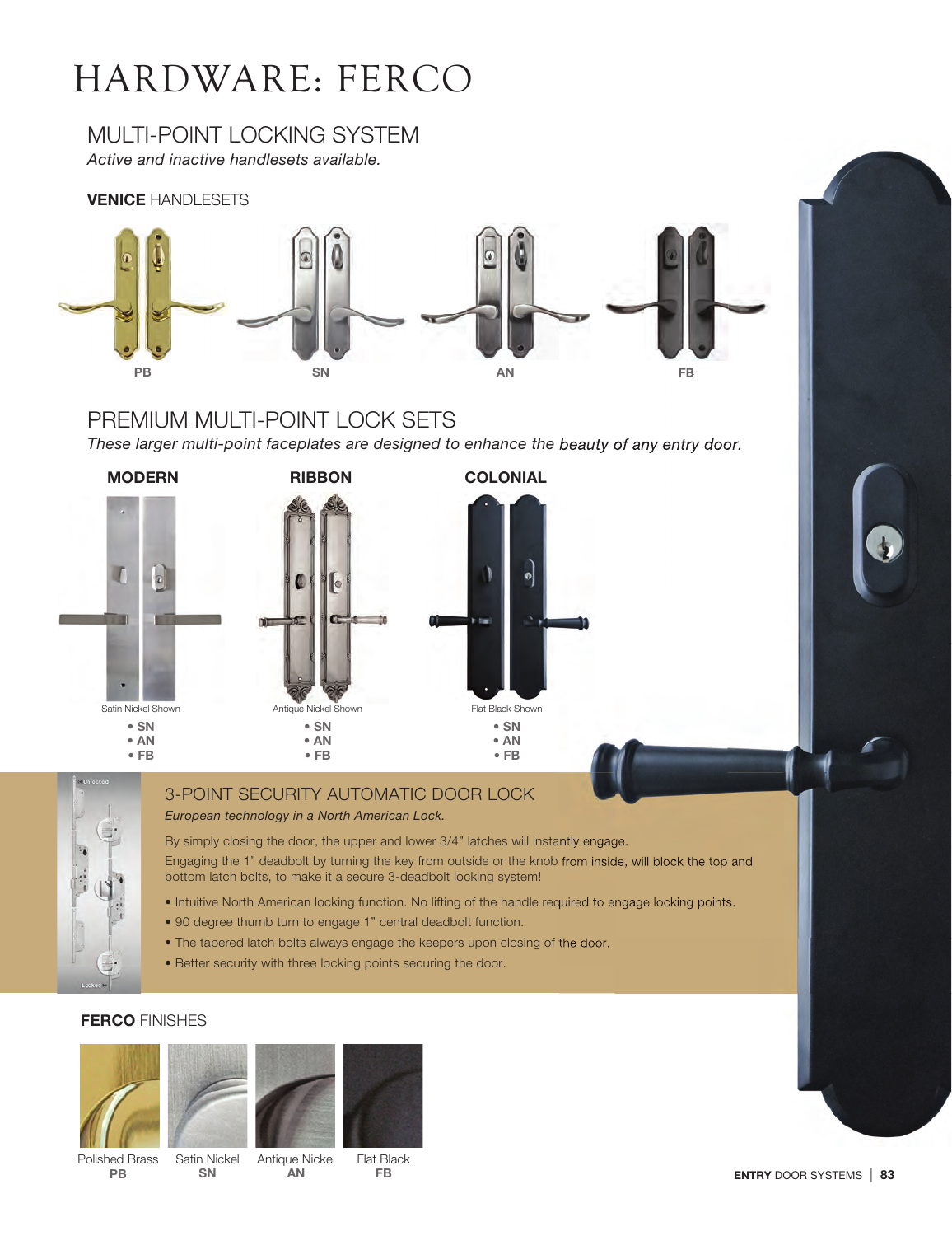# HARDWARE: FERCO

## MULTI-POINT LOCKING SYSTEM

*Active and inactive handlesets available.*

### **VENICE** HANDLESETS

PB

SN

AN

FB

## PREMIUM MULTI-POINT LOCK SETS

*These larger multi-point faceplates are designed to enhance the beauty of any entry door.*

### MODERN

Satin Nickel Shown

- SN
- AN
- FB

### RIBBON

Antique Nickel Shown

- SN
- AN
- FB

### COLONIAL

Flat Black Shown

- SN
- AN
- FB

## 3-POINT SECURITY AUTOMATIC DOOR LOCK

*European technology in a North American Lock.*

By simply closing the door, the upper and lower 3/4" latches will instantly engage.

Engaging the 1" deadbolt by turning the key from outside or the knob from inside, will block the top and bottom latch bolts, to make it a secure 3-deadbolt locking system!

- Intuitive North American locking function. No lifting of the handle required to engage locking points.
- 90 degree thumb turn to engage 1" central deadbolt function.
- The tapered latch bolts always engage the keepers upon closing of the door.
- Better security with three locking points securing the door.

### **FERCO** FINISHES

Polished Brass
**PB**

Satin Nickel
**SN**

Antique Nickel
**AN**

Flat Black
**FB**